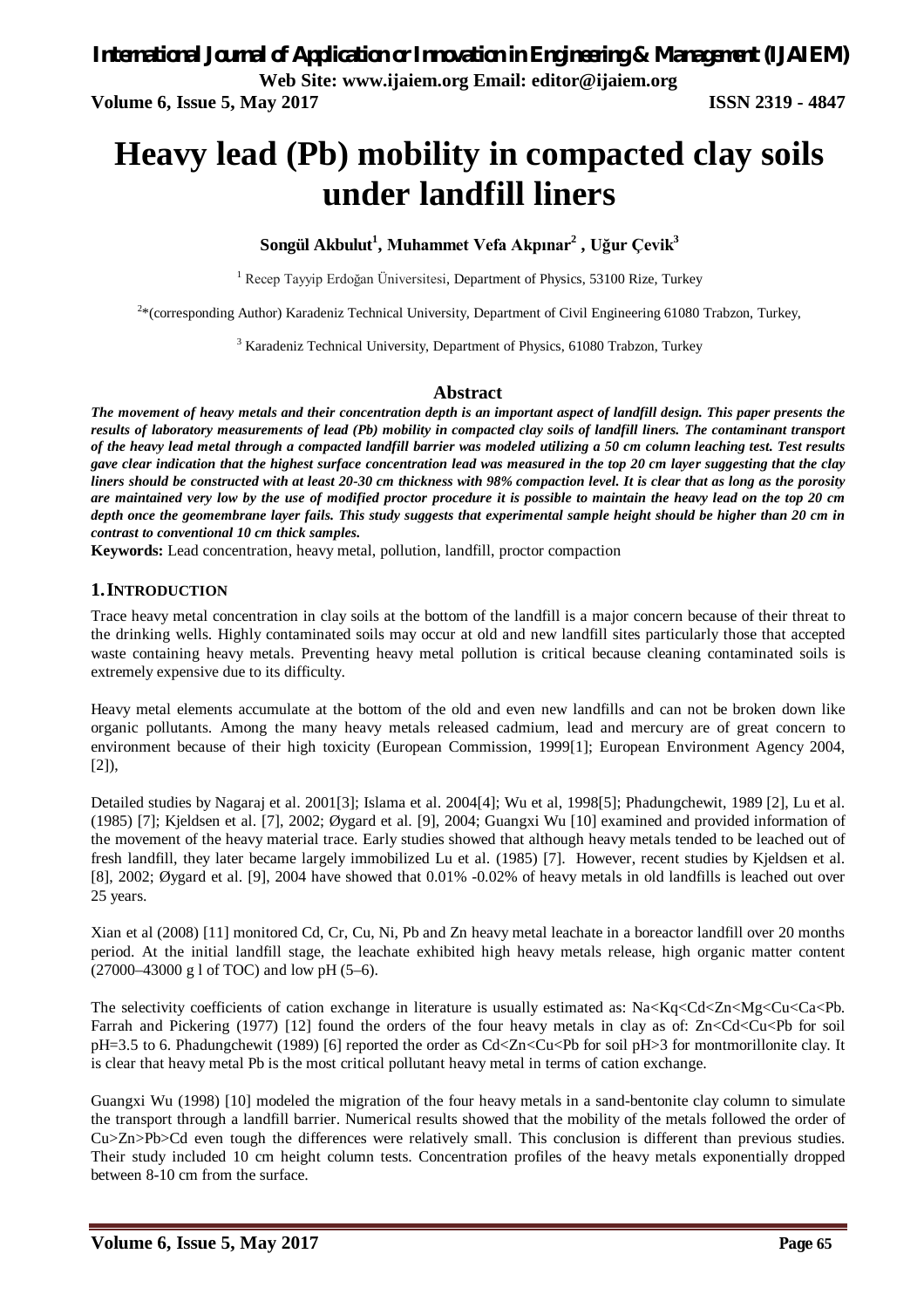# Heavy lead (Pb) mobility in compacted clay soils under landfill liners

**Songül Akbulut[1], Muhammet Vefa Akpınar[2] , Uğur Çevik[3]**

[1] Recep Tayyip Erdoğan Üniversitesi, Department of Physics, 53100 Rize, Turkey

[2]*(corresponding Author) Karadeniz Technical University, Department of Civil Engineering 61080 Trabzon, Turkey,

[3] Karadeniz Technical University, Department of Physics, 61080 Trabzon, Turkey

## Abstract

***The movement of heavy metals and their concentration depth is an important aspect of landfill design. This paper presents the results of laboratory measurements of lead (Pb) mobility in compacted clay soils of landfill liners. The contaminant transport of the heavy lead metal through a compacted landfill barrier was modeled utilizing a 50 cm column leaching test. Test results gave clear indication that the highest surface concentration lead was measured in the top 20 cm layer suggesting that the clay liners should be constructed with at least 20-30 cm thickness with 98% compaction level. It is clear that as long as the porosity are maintained very low by the use of modified proctor procedure it is possible to maintain the heavy lead on the top 20 cm depth once the geomembrane layer fails. This study suggests that experimental sample height should be higher than 20 cm in contrast to conventional 10 cm thick samples.***

**Keywords:** Lead concentration, heavy metal, pollution, landfill, proctor compaction

## 1. INTRODUCTION

Trace heavy metal concentration in clay soils at the bottom of the landfill is a major concern because of their threat to the drinking wells. Highly contaminated soils may occur at old and new landfill sites particularly those that accepted waste containing heavy metals. Preventing heavy metal pollution is critical because cleaning contaminated soils is extremely expensive due to its difficulty.

Heavy metal elements accumulate at the bottom of the old and even new landfills and can not be broken down like organic pollutants. Among the many heavy metals released cadmium, lead and mercury are of great concern to environment because of their high toxicity (European Commission, 1999[1]; European Environment Agency 2004, [2]),

Detailed studies by Nagaraj et al. 2001[3]; Islama et al. 2004[4]; Wu et al, 1998[5]; Phadungchewit, 1989 [2], Lu et al. (1985) [7]; Kjeldsen et al. [7], 2002; Øygard et al. [9], 2004; Guangxi Wu [10] examined and provided information of the movement of the heavy material trace. Early studies showed that although heavy metals tended to be leached out of fresh landfill, they later became largely immobilized Lu et al. (1985) [7]. However, recent studies by Kjeldsen et al. [8], 2002; Øygard et al. [9], 2004 have showed that 0.01% -0.02% of heavy metals in old landfills is leached out over 25 years.

Xian et al (2008) [11] monitored Cd, Cr, Cu, Ni, Pb and Zn heavy metal leachate in a boreactor landfill over 20 months period. At the initial landfill stage, the leachate exhibited high heavy metals release, high organic matter content (27000–43000 g l of TOC) and low pH (5–6).

The selectivity coefficients of cation exchange in literature is usually estimated as: Na<Kq<Cd<Zn<Mg<Cu<Ca<Pb. Farrah and Pickering (1977) [12] found the orders of the four heavy metals in clay as of: Zn<Cd<Cu<Pb for soil pH=3.5 to 6. Phadungchewit (1989) [6] reported the order as Cd<Zn<Cu<Pb for soil pH>3 for montmorillonite clay. It is clear that heavy metal Pb is the most critical pollutant heavy metal in terms of cation exchange.

Guangxi Wu (1998) [10] modeled the migration of the four heavy metals in a sand-bentonite clay column to simulate the transport through a landfill barrier. Numerical results showed that the mobility of the metals followed the order of Cu>Zn>Pb>Cd even tough the differences were relatively small. This conclusion is different than previous studies. Their study included 10 cm height column tests. Concentration profiles of the heavy metals exponentially dropped between 8-10 cm from the surface.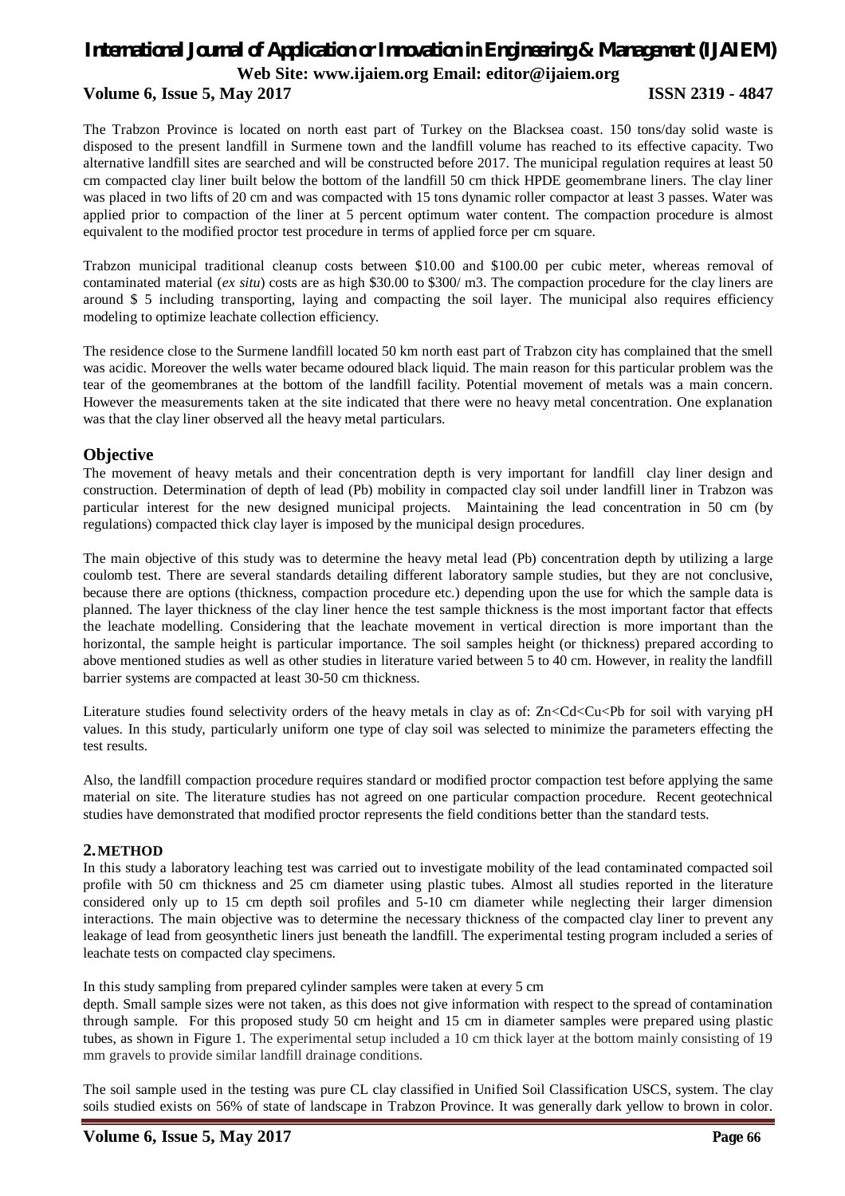The Trabzon Province is located on north east part of Turkey on the Blacksea coast. 150 tons/day solid waste is disposed to the present landfill in Surmene town and the landfill volume has reached to its effective capacity. Two alternative landfill sites are searched and will be constructed before 2017. The municipal regulation requires at least 50 cm compacted clay liner built below the bottom of the landfill 50 cm thick HPDE geomembrane liners. The clay liner was placed in two lifts of 20 cm and was compacted with 15 tons dynamic roller compactor at least 3 passes. Water was applied prior to compaction of the liner at 5 percent optimum water content. The compaction procedure is almost equivalent to the modified proctor test procedure in terms of applied force per cm square.

Trabzon municipal traditional cleanup costs between $10.00 and $100.00 per cubic meter, whereas removal of contaminated material (*ex situ*) costs are as high $30.00 to $300/ m3. The compaction procedure for the clay liners are around $ 5 including transporting, laying and compacting the soil layer. The municipal also requires efficiency modeling to optimize leachate collection efficiency.

The residence close to the Surmene landfill located 50 km north east part of Trabzon city has complained that the smell was acidic. Moreover the wells water became odoured black liquid. The main reason for this particular problem was the tear of the geomembranes at the bottom of the landfill facility. Potential movement of metals was a main concern. However the measurements taken at the site indicated that there were no heavy metal concentration. One explanation was that the clay liner observed all the heavy metal particulars.

## Objective

The movement of heavy metals and their concentration depth is very important for landfill clay liner design and construction. Determination of depth of lead (Pb) mobility in compacted clay soil under landfill liner in Trabzon was particular interest for the new designed municipal projects. Maintaining the lead concentration in 50 cm (by regulations) compacted thick clay layer is imposed by the municipal design procedures.

The main objective of this study was to determine the heavy metal lead (Pb) concentration depth by utilizing a large coulomb test. There are several standards detailing different laboratory sample studies, but they are not conclusive, because there are options (thickness, compaction procedure etc.) depending upon the use for which the sample data is planned. The layer thickness of the clay liner hence the test sample thickness is the most important factor that effects the leachate modelling. Considering that the leachate movement in vertical direction is more important than the horizontal, the sample height is particular importance. The soil samples height (or thickness) prepared according to above mentioned studies as well as other studies in literature varied between 5 to 40 cm. However, in reality the landfill barrier systems are compacted at least 30-50 cm thickness.

Literature studies found selectivity orders of the heavy metals in clay as of: Zn<Cd<Cu<Pb for soil with varying pH values. In this study, particularly uniform one type of clay soil was selected to minimize the parameters effecting the test results.

Also, the landfill compaction procedure requires standard or modified proctor compaction test before applying the same material on site. The literature studies has not agreed on one particular compaction procedure. Recent geotechnical studies have demonstrated that modified proctor represents the field conditions better than the standard tests.

## 2. METHOD

In this study a laboratory leaching test was carried out to investigate mobility of the lead contaminated compacted soil profile with 50 cm thickness and 25 cm diameter using plastic tubes. Almost all studies reported in the literature considered only up to 15 cm depth soil profiles and 5-10 cm diameter while neglecting their larger dimension interactions. The main objective was to determine the necessary thickness of the compacted clay liner to prevent any leakage of lead from geosynthetic liners just beneath the landfill. The experimental testing program included a series of leachate tests on compacted clay specimens.

In this study sampling from prepared cylinder samples were taken at every 5 cm depth. Small sample sizes were not taken, as this does not give information with respect to the spread of contamination through sample. For this proposed study 50 cm height and 15 cm in diameter samples were prepared using plastic tubes, as shown in Figure 1. The experimental setup included a 10 cm thick layer at the bottom mainly consisting of 19 mm gravels to provide similar landfill drainage conditions.

The soil sample used in the testing was pure CL clay classified in Unified Soil Classification USCS, system. The clay soils studied exists on 56% of state of landscape in Trabzon Province. It was generally dark yellow to brown in color.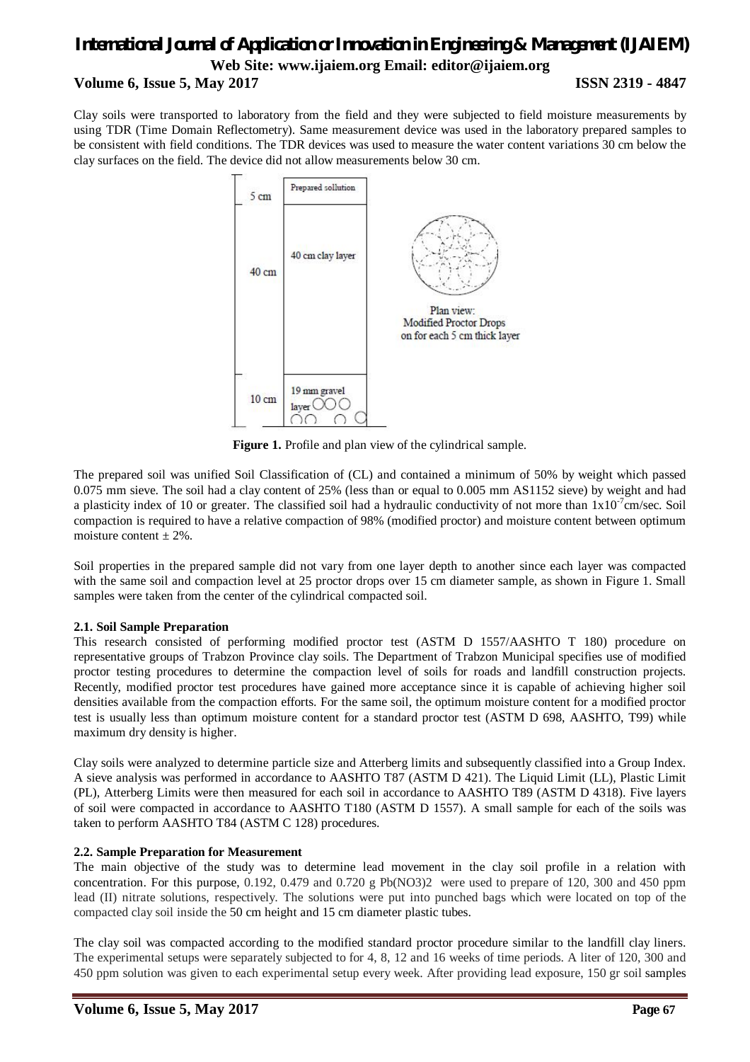Clay soils were transported to laboratory from the field and they were subjected to field moisture measurements by using TDR (Time Domain Reflectometry). Same measurement device was used in the laboratory prepared samples to be consistent with field conditions. The TDR devices was used to measure the water content variations 30 cm below the clay surfaces on the field. The device did not allow measurements below 30 cm.

**Figure 1.** Profile and plan view of the cylindrical sample.

The prepared soil was unified Soil Classification of (CL) and contained a minimum of 50% by weight which passed 0.075 mm sieve. The soil had a clay content of 25% (less than or equal to 0.005 mm AS1152 sieve) by weight and had a plasticity index of 10 or greater. The classified soil had a hydraulic conductivity of not more than $1x10^{-7}$cm/sec. Soil compaction is required to have a relative compaction of 98% (modified proctor) and moisture content between optimum moisture content ± 2%.

Soil properties in the prepared sample did not vary from one layer depth to another since each layer was compacted with the same soil and compaction level at 25 proctor drops over 15 cm diameter sample, as shown in Figure 1. Small samples were taken from the center of the cylindrical compacted soil.

**2.1. Soil Sample Preparation**

This research consisted of performing modified proctor test (ASTM D 1557/AASHTO T 180) procedure on representative groups of Trabzon Province clay soils. The Department of Trabzon Municipal specifies use of modified proctor testing procedures to determine the compaction level of soils for roads and landfill construction projects. Recently, modified proctor test procedures have gained more acceptance since it is capable of achieving higher soil densities available from the compaction efforts. For the same soil, the optimum moisture content for a modified proctor test is usually less than optimum moisture content for a standard proctor test (ASTM D 698, AASHTO, T99) while maximum dry density is higher.

Clay soils were analyzed to determine particle size and Atterberg limits and subsequently classified into a Group Index. A sieve analysis was performed in accordance to AASHTO T87 (ASTM D 421). The Liquid Limit (LL), Plastic Limit (PL), Atterberg Limits were then measured for each soil in accordance to AASHTO T89 (ASTM D 4318). Five layers of soil were compacted in accordance to AASHTO T180 (ASTM D 1557). A small sample for each of the soils was taken to perform AASHTO T84 (ASTM C 128) procedures.

**2.2. Sample Preparation for Measurement**

The main objective of the study was to determine lead movement in the clay soil profile in a relation with concentration. For this purpose, 0.192, 0.479 and 0.720 g $Pb(NO_3)_2$ were used to prepare of 120, 300 and 450 ppm lead (II) nitrate solutions, respectively. The solutions were put into punched bags which were located on top of the compacted clay soil inside the 50 cm height and 15 cm diameter plastic tubes.

The clay soil was compacted according to the modified standard proctor procedure similar to the landfill clay liners. The experimental setups were separately subjected to for 4, 8, 12 and 16 weeks of time periods. A liter of 120, 300 and 450 ppm solution was given to each experimental setup every week. After providing lead exposure, 150 gr soil samples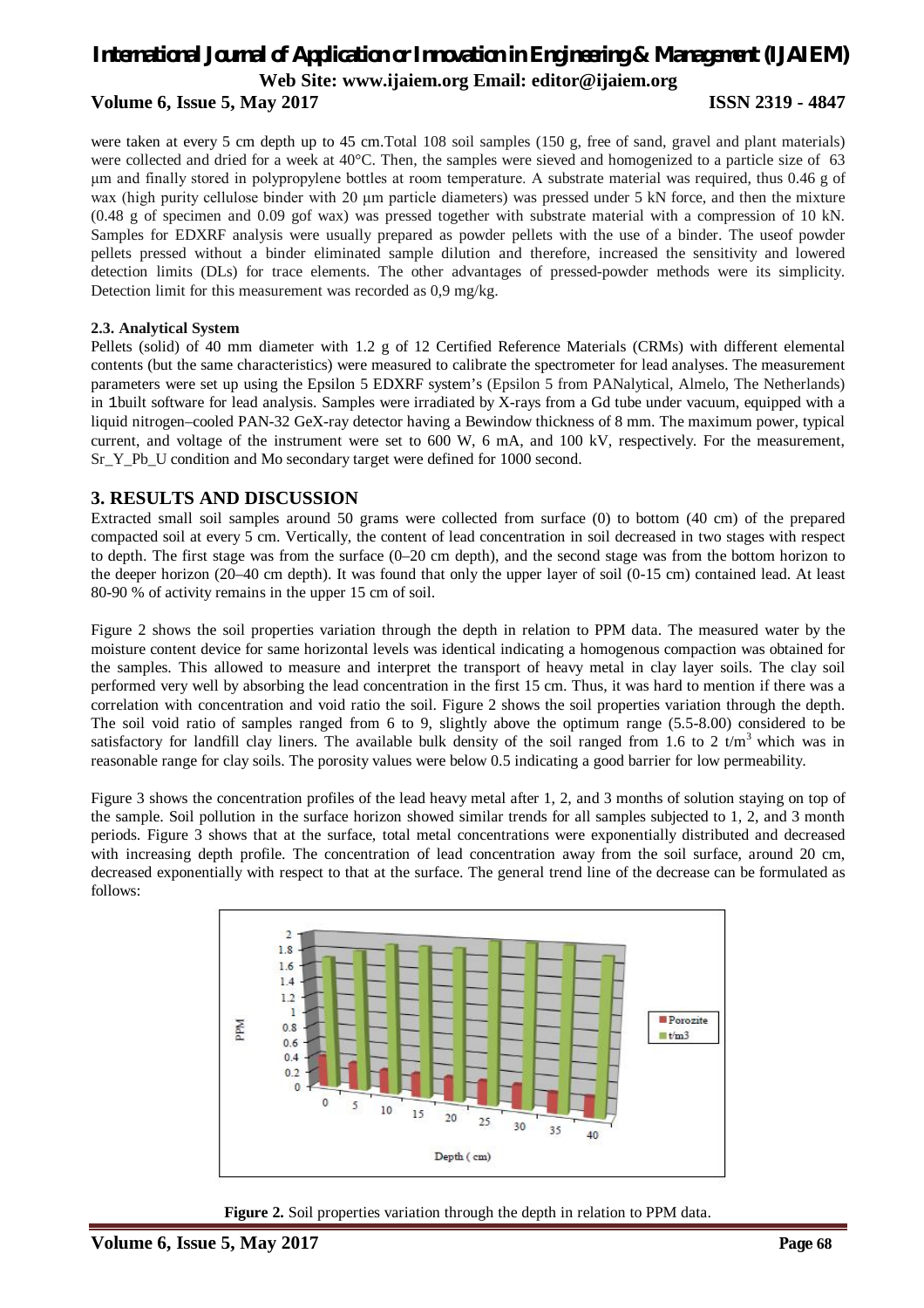were taken at every 5 cm depth up to 45 cm.Total 108 soil samples (150 g, free of sand, gravel and plant materials) were collected and dried for a week at 40°C. Then, the samples were sieved and homogenized to a particle size of 63 μm and finally stored in polypropylene bottles at room temperature. A substrate material was required, thus 0.46 g of wax (high purity cellulose binder with 20 μm particle diameters) was pressed under 5 kN force, and then the mixture (0.48 g of specimen and 0.09 gof wax) was pressed together with substrate material with a compression of 10 kN. Samples for EDXRF analysis were usually prepared as powder pellets with the use of a binder. The useof powder pellets pressed without a binder eliminated sample dilution and therefore, increased the sensitivity and lowered detection limits (DLs) for trace elements. The other advantages of pressed-powder methods were its simplicity. Detection limit for this measurement was recorded as 0,9 mg/kg.

### 2.3. Analytical System

Pellets (solid) of 40 mm diameter with 1.2 g of 12 Certified Reference Materials (CRMs) with different elemental contents (but the same characteristics) were measured to calibrate the spectrometer for lead analyses. The measurement parameters were set up using the Epsilon 5 EDXRF system's (Epsilon 5 from PANalytical, Almelo, The Netherlands) in 1built software for lead analysis. Samples were irradiated by X-rays from a Gd tube under vacuum, equipped with a liquid nitrogen–cooled PAN-32 GeX-ray detector having a Bewindow thickness of 8 mm. The maximum power, typical current, and voltage of the instrument were set to 600 W, 6 mA, and 100 kV, respectively. For the measurement, Sr_Y_Pb_U condition and Mo secondary target were defined for 1000 second.

## 3. RESULTS AND DISCUSSION

Extracted small soil samples around 50 grams were collected from surface (0) to bottom (40 cm) of the prepared compacted soil at every 5 cm. Vertically, the content of lead concentration in soil decreased in two stages with respect to depth. The first stage was from the surface (0–20 cm depth), and the second stage was from the bottom horizon to the deeper horizon (20–40 cm depth). It was found that only the upper layer of soil (0-15 cm) contained lead. At least 80-90 % of activity remains in the upper 15 cm of soil.

Figure 2 shows the soil properties variation through the depth in relation to PPM data. The measured water by the moisture content device for same horizontal levels was identical indicating a homogenous compaction was obtained for the samples. This allowed to measure and interpret the transport of heavy metal in clay layer soils. The clay soil performed very well by absorbing the lead concentration in the first 15 cm. Thus, it was hard to mention if there was a correlation with concentration and void ratio the soil. Figure 2 shows the soil properties variation through the depth. The soil void ratio of samples ranged from 6 to 9, slightly above the optimum range (5.5-8.00) considered to be satisfactory for landfill clay liners. The available bulk density of the soil ranged from 1.6 to 2 t/m$^3$ which was in reasonable range for clay soils. The porosity values were below 0.5 indicating a good barrier for low permeability.

Figure 3 shows the concentration profiles of the lead heavy metal after 1, 2, and 3 months of solution staying on top of the sample. Soil pollution in the surface horizon showed similar trends for all samples subjected to 1, 2, and 3 month periods. Figure 3 shows that at the surface, total metal concentrations were exponentially distributed and decreased with increasing depth profile. The concentration of lead concentration away from the soil surface, around 20 cm, decreased exponentially with respect to that at the surface. The general trend line of the decrease can be formulated as follows:

**Figure 2.** Soil properties variation through the depth in relation to PPM data.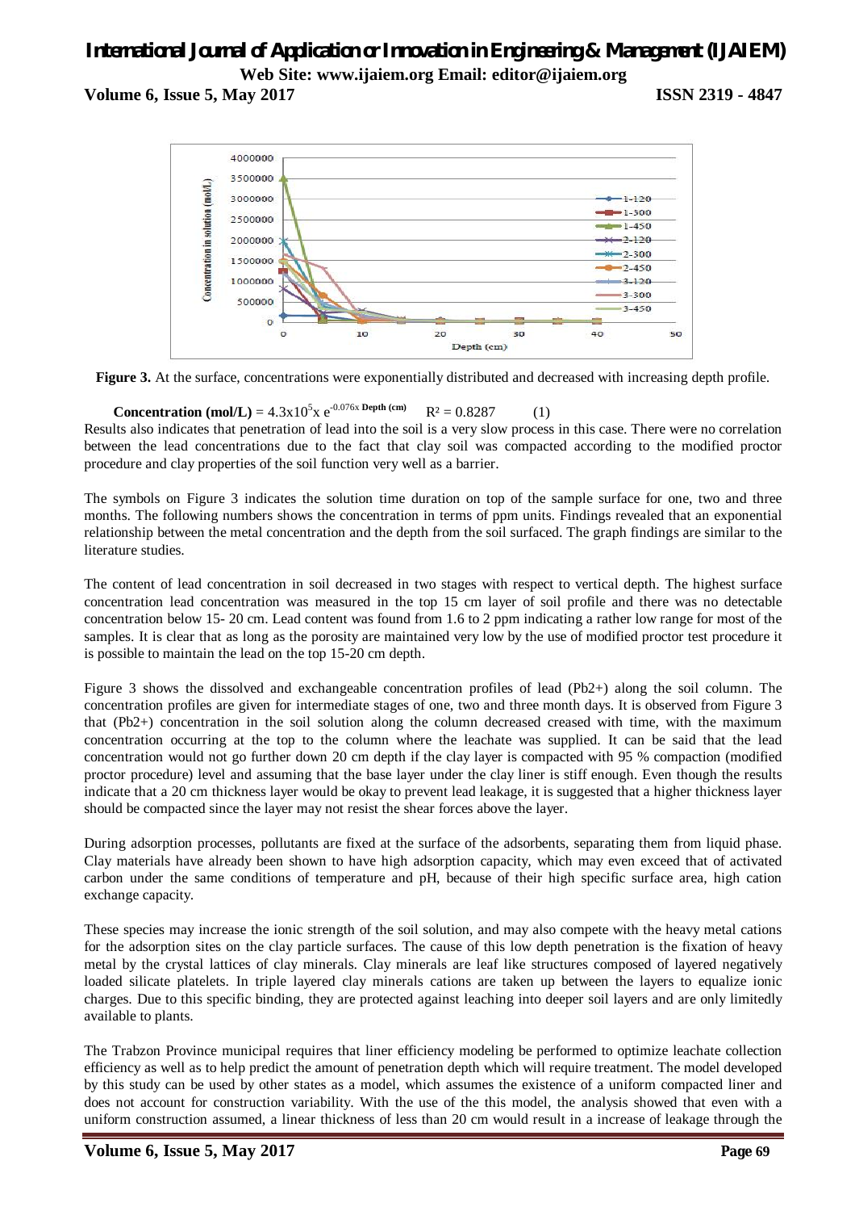**Figure 3.** At the surface, concentrations were exponentially distributed and decreased with increasing depth profile.

$$\textbf{Concentration (mol/L)} = 4.3\times10^{5} \times e^{-0.076\times \textbf{Depth (cm)}} \quad R^2 = 0.8287 \qquad (1)$$

Results also indicates that penetration of lead into the soil is a very slow process in this case. There were no correlation between the lead concentrations due to the fact that clay soil was compacted according to the modified proctor procedure and clay properties of the soil function very well as a barrier.

The symbols on Figure 3 indicates the solution time duration on top of the sample surface for one, two and three months. The following numbers shows the concentration in terms of ppm units. Findings revealed that an exponential relationship between the metal concentration and the depth from the soil surfaced. The graph findings are similar to the literature studies.

The content of lead concentration in soil decreased in two stages with respect to vertical depth. The highest surface concentration lead concentration was measured in the top 15 cm layer of soil profile and there was no detectable concentration below 15- 20 cm. Lead content was found from 1.6 to 2 ppm indicating a rather low range for most of the samples. It is clear that as long as the porosity are maintained very low by the use of modified proctor test procedure it is possible to maintain the lead on the top 15-20 cm depth.

Figure 3 shows the dissolved and exchangeable concentration profiles of lead ($Pb^{2+}$) along the soil column. The concentration profiles are given for intermediate stages of one, two and three month days. It is observed from Figure 3 that ($Pb^{2+}$) concentration in the soil solution along the column decreased creased with time, with the maximum concentration occurring at the top to the column where the leachate was supplied. It can be said that the lead concentration would not go further down 20 cm depth if the clay layer is compacted with 95 % compaction (modified proctor procedure) level and assuming that the base layer under the clay liner is stiff enough. Even though the results indicate that a 20 cm thickness layer would be okay to prevent lead leakage, it is suggested that a higher thickness layer should be compacted since the layer may not resist the shear forces above the layer.

During adsorption processes, pollutants are fixed at the surface of the adsorbents, separating them from liquid phase. Clay materials have already been shown to have high adsorption capacity, which may even exceed that of activated carbon under the same conditions of temperature and pH, because of their high specific surface area, high cation exchange capacity.

These species may increase the ionic strength of the soil solution, and may also compete with the heavy metal cations for the adsorption sites on the clay particle surfaces. The cause of this low depth penetration is the fixation of heavy metal by the crystal lattices of clay minerals. Clay minerals are leaf like structures composed of layered negatively loaded silicate platelets. In triple layered clay minerals cations are taken up between the layers to equalize ionic charges. Due to this specific binding, they are protected against leaching into deeper soil layers and are only limitedly available to plants.

The Trabzon Province municipal requires that liner efficiency modeling be performed to optimize leachate collection efficiency as well as to help predict the amount of penetration depth which will require treatment. The model developed by this study can be used by other states as a model, which assumes the existence of a uniform compacted liner and does not account for construction variability. With the use of the this model, the analysis showed that even with a uniform construction assumed, a linear thickness of less than 20 cm would result in a increase of leakage through the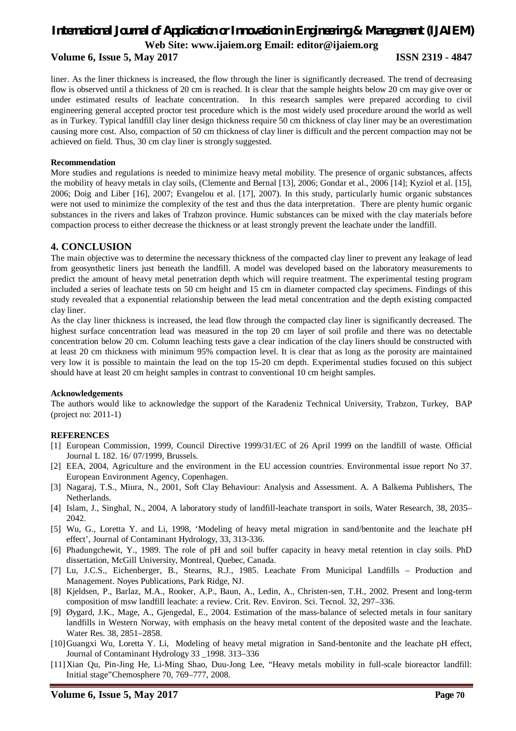liner. As the liner thickness is increased, the flow through the liner is significantly decreased. The trend of decreasing flow is observed until a thickness of 20 cm is reached. It is clear that the sample heights below 20 cm may give over or under estimated results of leachate concentration. In this research samples were prepared according to civil engineering general accepted proctor test procedure which is the most widely used procedure around the world as well as in Turkey. Typical landfill clay liner design thickness require 50 cm thickness of clay liner may be an overestimation causing more cost. Also, compaction of 50 cm thickness of clay liner is difficult and the percent compaction may not be achieved on field. Thus, 30 cm clay liner is strongly suggested.

**Recommendation**

More studies and regulations is needed to minimize heavy metal mobility. The presence of organic substances, affects the mobility of heavy metals in clay soils, (Clemente and Bernal [13], 2006; Gondar et al., 2006 [14]; Kyziol et al. [15], 2006; Doig and Liber [16], 2007; Evangelou et al. [17], 2007). In this study, particularly humic organic substances were not used to minimize the complexity of the test and thus the data interpretation. There are plenty humic organic substances in the rivers and lakes of Trabzon province. Humic substances can be mixed with the clay materials before compaction process to either decrease the thickness or at least strongly prevent the leachate under the landfill.

## 4. CONCLUSION

The main objective was to determine the necessary thickness of the compacted clay liner to prevent any leakage of lead from geosynthetic liners just beneath the landfill. A model was developed based on the laboratory measurements to predict the amount of heavy metal penetration depth which will require treatment. The experimental testing program included a series of leachate tests on 50 cm height and 15 cm in diameter compacted clay specimens. Findings of this study revealed that a exponential relationship between the lead metal concentration and the depth existing compacted clay liner.

As the clay liner thickness is increased, the lead flow through the compacted clay liner is significantly decreased. The highest surface concentration lead was measured in the top 20 cm layer of soil profile and there was no detectable concentration below 20 cm. Column leaching tests gave a clear indication of the clay liners should be constructed with at least 20 cm thickness with minimum 95% compaction level. It is clear that as long as the porosity are maintained very low it is possible to maintain the lead on the top 15-20 cm depth. Experimental studies focused on this subject should have at least 20 cm height samples in contrast to conventional 10 cm height samples.

**Acknowledgements**

The authors would like to acknowledge the support of the Karadeniz Technical University, Trabzon, Turkey, BAP (project no: 2011-1)

**REFERENCES**

[1] European Commission, 1999, Council Directive 1999/31/EC of 26 April 1999 on the landfill of waste. Official Journal L 182. 16/ 07/1999, Brussels.

[2] EEA, 2004, Agriculture and the environment in the EU accession countries. Environmental issue report No 37. European Environment Agency, Copenhagen.

[3] Nagaraj, T.S., Miura, N., 2001, Soft Clay Behaviour: Analysis and Assessment. A. A Balkema Publishers, The Netherlands.

[4] Islam, J., Singhal, N., 2004, A laboratory study of landfill-leachate transport in soils, Water Research, 38, 2035–2042.

[5] Wu, G., Loretta Y. and Li, 1998, 'Modeling of heavy metal migration in sand/bentonite and the leachate pH effect', Journal of Contaminant Hydrology, 33, 313-336.

[6] Phadungchewit, Y., 1989. The role of pH and soil buffer capacity in heavy metal retention in clay soils. PhD dissertation, McGill University, Montreal, Quebec, Canada.

[7] Lu, J.C.S., Eichenberger, B., Stearns, R.J., 1985. Leachate From Municipal Landfills – Production and Management. Noyes Publications, Park Ridge, NJ.

[8] Kjeldsen, P., Barlaz, M.A., Rooker, A.P., Baun, A., Ledin, A., Christen-sen, T.H., 2002. Present and long-term composition of msw landfill leachate: a review. Crit. Rev. Environ. Sci. Tecnol. 32, 297–336.

[9] Øygard, J.K., Mage, A., Gjengedal, E., 2004. Estimation of the mass-balance of selected metals in four sanitary landfills in Western Norway, with emphasis on the heavy metal content of the deposited waste and the leachate. Water Res. 38, 2851–2858.

[10] Guangxi Wu, Loretta Y. Li, Modeling of heavy metal migration in Sand-bentonite and the leachate pH effect, Journal of Contaminant Hydrology 33 _1998. 313–336

[11] Xian Qu, Pin-Jing He, Li-Ming Shao, Duu-Jong Lee, "Heavy metals mobility in full-scale bioreactor landfill: Initial stage"Chemosphere 70, 769–777, 2008.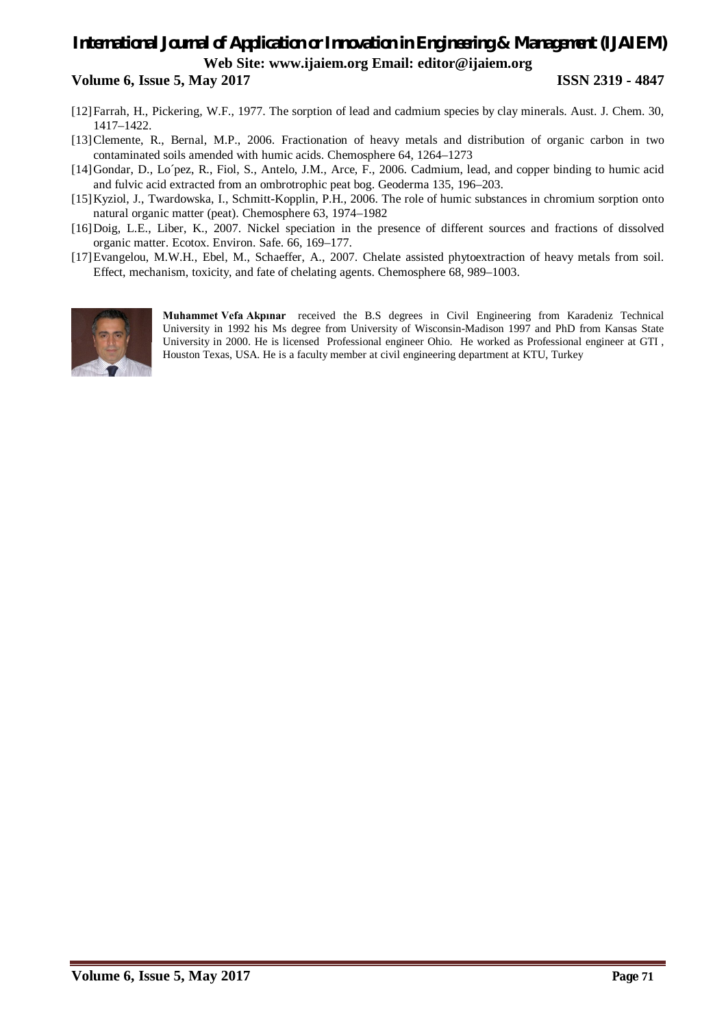[12] Farrah, H., Pickering, W.F., 1977. The sorption of lead and cadmium species by clay minerals. Aust. J. Chem. 30, 1417–1422.

[13] Clemente, R., Bernal, M.P., 2006. Fractionation of heavy metals and distribution of organic carbon in two contaminated soils amended with humic acids. Chemosphere 64, 1264–1273

[14] Gondar, D., Lo´pez, R., Fiol, S., Antelo, J.M., Arce, F., 2006. Cadmium, lead, and copper binding to humic acid and fulvic acid extracted from an ombrotrophic peat bog. Geoderma 135, 196–203.

[15] Kyziol, J., Twardowska, I., Schmitt-Kopplin, P.H., 2006. The role of humic substances in chromium sorption onto natural organic matter (peat). Chemosphere 63, 1974–1982

[16] Doig, L.E., Liber, K., 2007. Nickel speciation in the presence of different sources and fractions of dissolved organic matter. Ecotox. Environ. Safe. 66, 169–177.

[17] Evangelou, M.W.H., Ebel, M., Schaeffer, A., 2007. Chelate assisted phytoextraction of heavy metals from soil. Effect, mechanism, toxicity, and fate of chelating agents. Chemosphere 68, 989–1003.

**Muhammet Vefa Akpınar** received the B.S degrees in Civil Engineering from Karadeniz Technical University in 1992 his Ms degree from University of Wisconsin-Madison 1997 and PhD from Kansas State University in 2000. He is licensed Professional engineer Ohio. He worked as Professional engineer at GTI , Houston Texas, USA. He is a faculty member at civil engineering department at KTU, Turkey